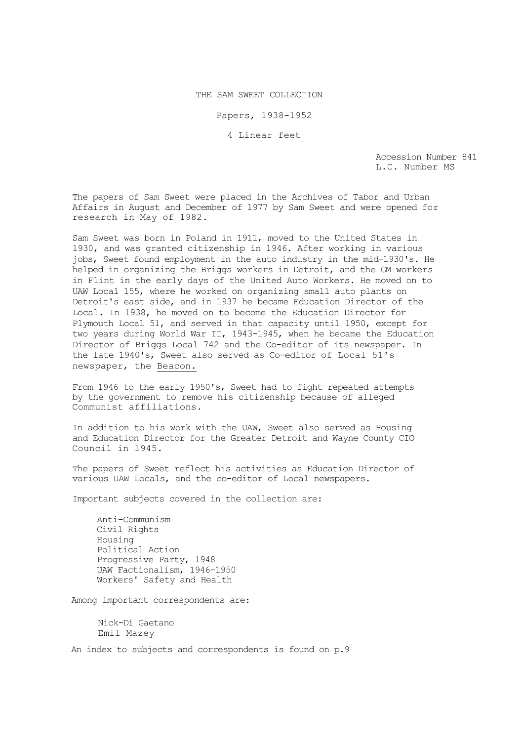# THE SAM SWEET COLLECTION

Papers, 1938-1952

4 Linear feet

Accession Number 841
L.C. Number MS

The papers of Sam Sweet were placed in the Archives of Tabor and Urban Affairs in August and December of 1977 by Sam Sweet and were opened for research in May of 1982.

Sam Sweet was born in Poland in 1911, moved to the United States in 1930, and was granted citizenship in 1946. After working in various jobs, Sweet found employment in the auto industry in the mid-1930's. He helped in organizing the Briggs workers in Detroit, and the GM workers in Flint in the early days of the United Auto Workers. He moved on to UAW Local 155, where he worked on organizing small auto plants on Detroit's east side, and in 1937 he became Education Director of the Local. In 1938, he moved on to become the Education Director for Plymouth Local 51, and served in that capacity until 1950, except for two years during World War II, 1943-1945, when he became the Education Director of Briggs Local 742 and the Co-editor of its newspaper. In the late 1940's, Sweet also served as Co-editor of Local 51's newspaper, the Beacon.

From 1946 to the early 1950's, Sweet had to fight repeated attempts by the government to remove his citizenship because of alleged Communist affiliations.

In addition to his work with the UAW, Sweet also served as Housing and Education Director for the Greater Detroit and Wayne County CIO Council in 1945.

The papers of Sweet reflect his activities as Education Director of various UAW Locals, and the co-editor of Local newspapers.

Important subjects covered in the collection are:

- Anti-Communism
- Civil Rights
- Housing
- Political Action
- Progressive Party, 1948
- UAW Factionalism, 1946-1950
- Workers' Safety and Health

Among important correspondents are:

- Nick-Di Gaetano
- Emil Mazey

An index to subjects and correspondents is found on p.9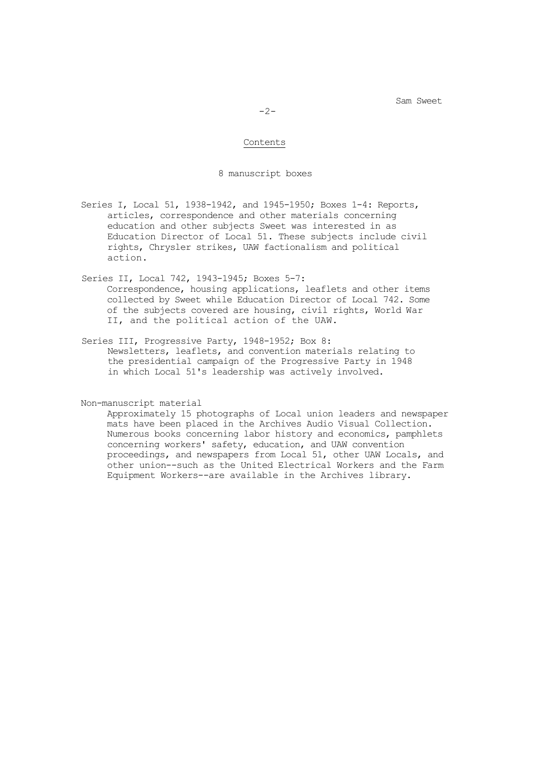## Contents

8 manuscript boxes

Series I, Local 51, 1938-1942, and 1945-1950; Boxes 1-4: Reports, articles, correspondence and other materials concerning education and other subjects Sweet was interested in as Education Director of Local 51. These subjects include civil rights, Chrysler strikes, UAW factionalism and political action.

Series II, Local 742, 1943-1945; Boxes 5-7: Correspondence, housing applications, leaflets and other items collected by Sweet while Education Director of Local 742. Some of the subjects covered are housing, civil rights, World War II, and the political action of the UAW.

Series III, Progressive Party, 1948-1952; Box 8: Newsletters, leaflets, and convention materials relating to the presidential campaign of the Progressive Party in 1948 in which Local 51's leadership was actively involved.

Non-manuscript material

Approximately 15 photographs of Local union leaders and newspaper mats have been placed in the Archives Audio Visual Collection. Numerous books concerning labor history and economics, pamphlets concerning workers' safety, education, and UAW convention proceedings, and newspapers from Local 51, other UAW Locals, and other union--such as the United Electrical Workers and the Farm Equipment Workers--are available in the Archives library.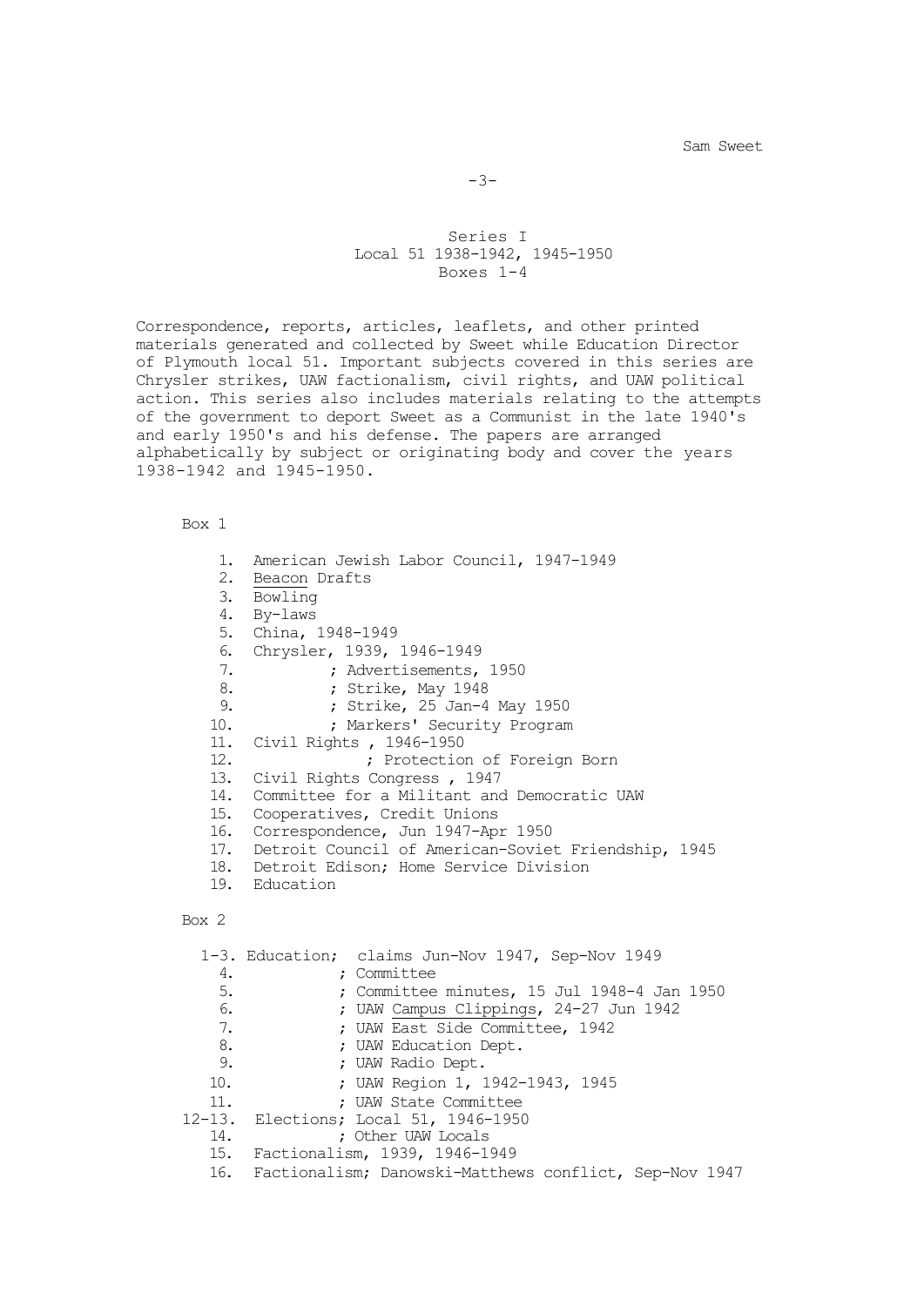## Series I
## Local 51 1938-1942, 1945-1950
## Boxes 1-4

Correspondence, reports, articles, leaflets, and other printed materials generated and collected by Sweet while Education Director of Plymouth local 51. Important subjects covered in this series are Chrysler strikes, UAW factionalism, civil rights, and UAW political action. This series also includes materials relating to the attempts of the government to deport Sweet as a Communist in the late 1940's and early 1950's and his defense. The papers are arranged alphabetically by subject or originating body and cover the years 1938-1942 and 1945-1950.

### Box 1

1. American Jewish Labor Council, 1947-1949
2. *Beacon* Drafts
3. Bowling
4. By-laws
5. China, 1948-1949
6. Chrysler, 1939, 1946-1949
7. ; Advertisements, 1950
8. ; Strike, May 1948
9. ; Strike, 25 Jan-4 May 1950
10. ; Markers' Security Program
11. Civil Rights , 1946-1950
12. ; Protection of Foreign Born
13. Civil Rights Congress , 1947
14. Committee for a Militant and Democratic UAW
15. Cooperatives, Credit Unions
16. Correspondence, Jun 1947-Apr 1950
17. Detroit Council of American-Soviet Friendship, 1945
18. Detroit Edison; Home Service Division
19. Education

### Box 2

- 1-3. Education; claims Jun-Nov 1947, Sep-Nov 1949
- 4. ; Committee
- 5. ; Committee minutes, 15 Jul 1948-4 Jan 1950
- 6. ; UAW *Campus Clippings*, 24-27 Jun 1942
- 7. ; UAW East Side Committee, 1942
- 8. ; UAW Education Dept.
- 9. ; UAW Radio Dept.
- 10. ; UAW Region 1, 1942-1943, 1945
- 11. ; UAW State Committee
- 12-13. Elections; Local 51, 1946-1950
- 14. ; Other UAW Locals
- 15. Factionalism, 1939, 1946-1949
- 16. Factionalism; Danowski-Matthews conflict, Sep-Nov 1947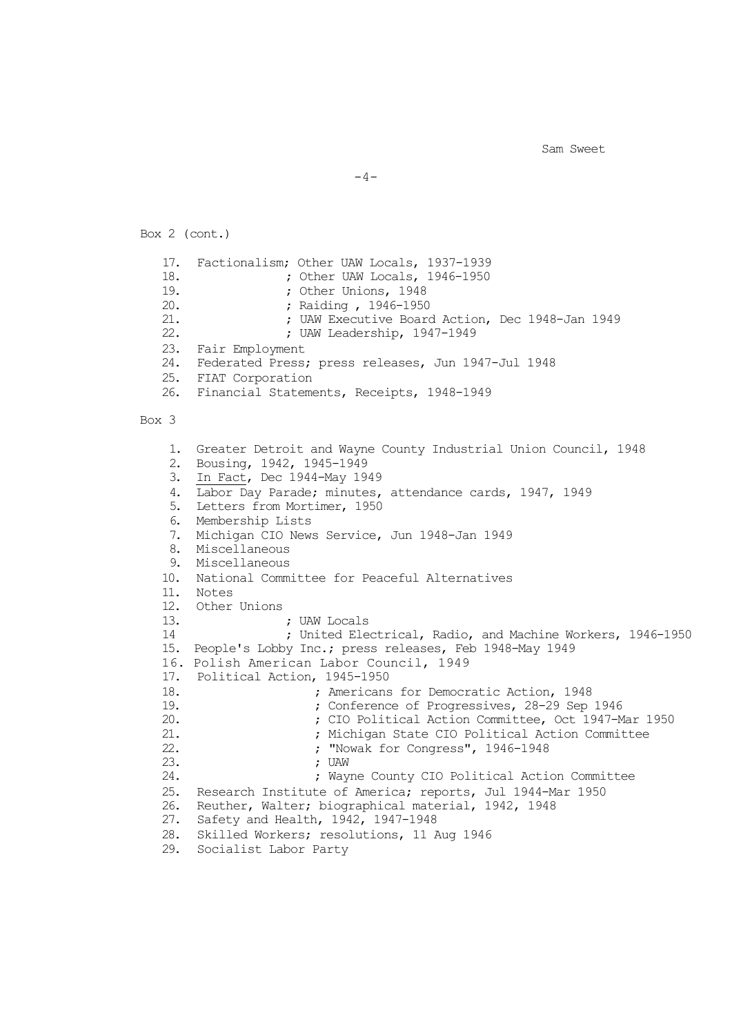Box 2 (cont.)

17. Factionalism; Other UAW Locals, 1937-1939
18. ; Other UAW Locals, 1946-1950
19. ; Other Unions, 1948
20. ; Raiding , 1946-1950
21. ; UAW Executive Board Action, Dec 1948-Jan 1949
22. ; UAW Leadership, 1947-1949
23. Fair Employment
24. Federated Press; press releases, Jun 1947-Jul 1948
25. FIAT Corporation
26. Financial Statements, Receipts, 1948-1949

Box 3

1. Greater Detroit and Wayne County Industrial Union Council, 1948
2. Bousing, 1942, 1945-1949
3. <u>In Fact</u>, Dec 1944-May 1949
4. Labor Day Parade; minutes, attendance cards, 1947, 1949
5. Letters from Mortimer, 1950
6. Membership Lists
7. Michigan CIO News Service, Jun 1948-Jan 1949
8. Miscellaneous
9. Miscellaneous
10. National Committee for Peaceful Alternatives
11. Notes
12. Other Unions
13. ; UAW Locals
14 ; United Electrical, Radio, and Machine Workers, 1946-1950
15. People's Lobby Inc.; press releases, Feb 1948-May 1949
16. Polish American Labor Council, 1949
17. Political Action, 1945-1950
18. ; Americans for Democratic Action, 1948
19. ; Conference of Progressives, 28-29 Sep 1946
20. ; CIO Political Action Committee, Oct 1947-Mar 1950
21. ; Michigan State CIO Political Action Committee
22. ; "Nowak for Congress", 1946-1948
23. ; UAW
24. ; Wayne County CIO Political Action Committee
25. Research Institute of America; reports, Jul 1944-Mar 1950
26. Reuther, Walter; biographical material, 1942, 1948
27. Safety and Health, 1942, 1947-1948
28. Skilled Workers; resolutions, 11 Aug 1946
29. Socialist Labor Party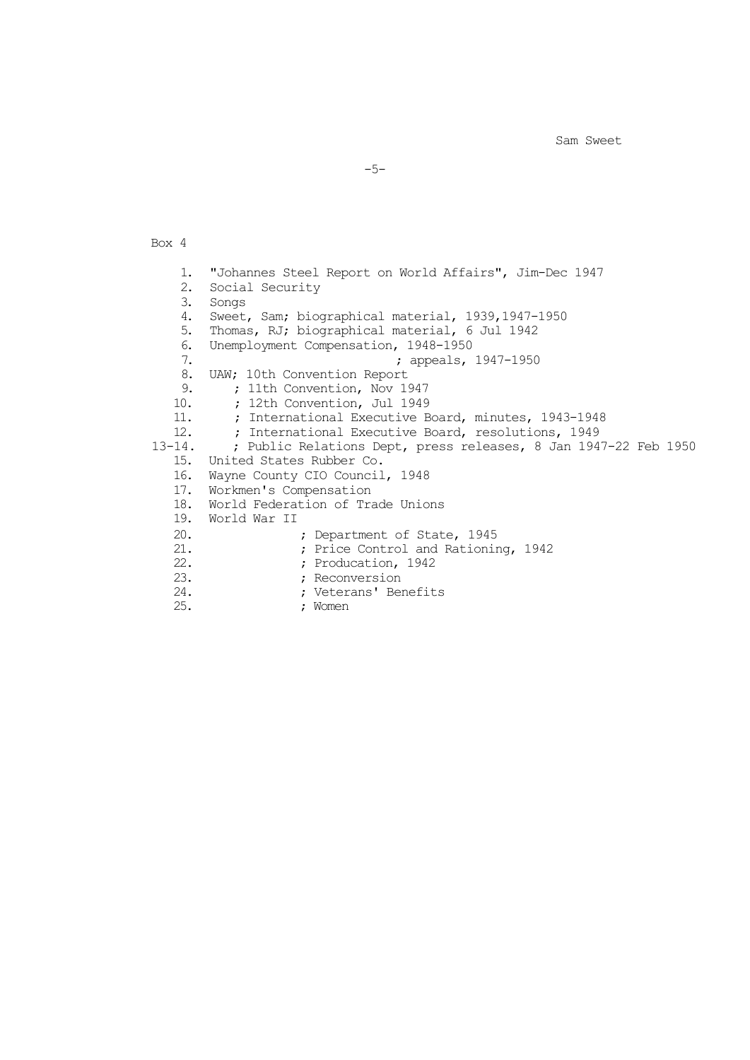Box 4

1. "Johannes Steel Report on World Affairs", Jim-Dec 1947
2. Social Security
3. Songs
4. Sweet, Sam; biographical material, 1939,1947-1950
5. Thomas, RJ; biographical material, 6 Jul 1942
6. Unemployment Compensation, 1948-1950
7. ; appeals, 1947-1950
8. UAW; 10th Convention Report
9. ; 11th Convention, Nov 1947
10. ; 12th Convention, Jul 1949
11. ; International Executive Board, minutes, 1943-1948
12. ; International Executive Board, resolutions, 1949

13-14. ; Public Relations Dept, press releases, 8 Jan 1947-22 Feb 1950

15. United States Rubber Co.
16. Wayne County CIO Council, 1948
17. Workmen's Compensation
18. World Federation of Trade Unions
19. World War II
20. ; Department of State, 1945
21. ; Price Control and Rationing, 1942
22. ; Producation, 1942
23. ; Reconversion
24. ; Veterans' Benefits
25. ; Women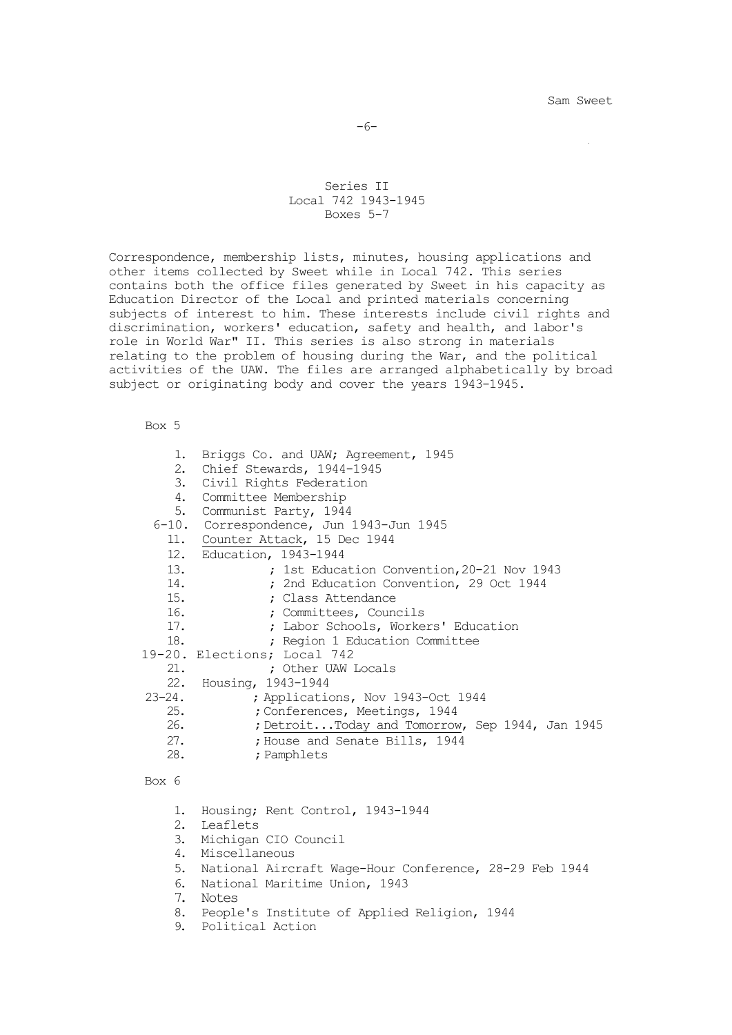## Series II
## Local 742 1943-1945
## Boxes 5-7

Correspondence, membership lists, minutes, housing applications and other items collected by Sweet while in Local 742. This series contains both the office files generated by Sweet in his capacity as Education Director of the Local and printed materials concerning subjects of interest to him. These interests include civil rights and discrimination, workers' education, safety and health, and labor's role in World War" II. This series is also strong in materials relating to the problem of housing during the War, and the political activities of the UAW. The files are arranged alphabetically by broad subject or originating body and cover the years 1943-1945.

### Box 5

1. Briggs Co. and UAW; Agreement, 1945
2. Chief Stewards, 1944-1945
3. Civil Rights Federation
4. Committee Membership
5. Communist Party, 1944

6-10. Correspondence, Jun 1943-Jun 1945

11. Counter Attack, 15 Dec 1944
12. Education, 1943-1944
13. ; 1st Education Convention, 20-21 Nov 1943
14. ; 2nd Education Convention, 29 Oct 1944
15. ; Class Attendance
16. ; Committees, Councils
17. ; Labor Schools, Workers' Education
18. ; Region 1 Education Committee

19-20. Elections; Local 742

21. ; Other UAW Locals
22. Housing, 1943-1944

23-24. ; Applications, Nov 1943-Oct 1944

25. ; Conferences, Meetings, 1944
26. ; Detroit...Today and Tomorrow, Sep 1944, Jan 1945
27. ; House and Senate Bills, 1944
28. ; Pamphlets

### Box 6

1. Housing; Rent Control, 1943-1944
2. Leaflets
3. Michigan CIO Council
4. Miscellaneous
5. National Aircraft Wage-Hour Conference, 28-29 Feb 1944
6. National Maritime Union, 1943
7. Notes
8. People's Institute of Applied Religion, 1944
9. Political Action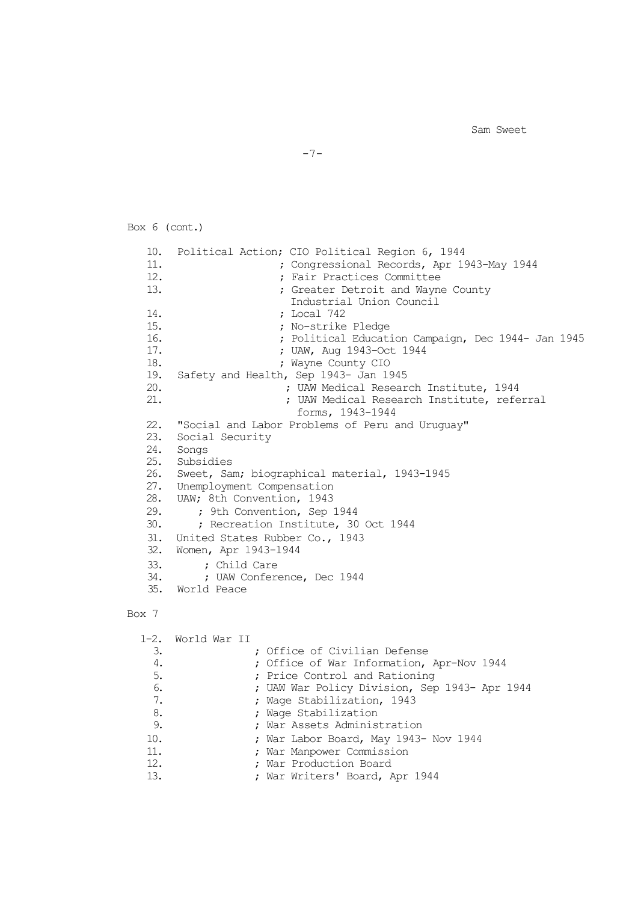Box 6 (cont.)

10. Political Action; CIO Political Region 6, 1944
11. ; Congressional Records, Apr 1943-May 1944
12. ; Fair Practices Committee
13. ; Greater Detroit and Wayne County Industrial Union Council
14. ; Local 742
15. ; No-strike Pledge
16. ; Political Education Campaign, Dec 1944- Jan 1945
17. ; UAW, Aug 1943-Oct 1944
18. ; Wayne County CIO
19. Safety and Health, Sep 1943- Jan 1945
20. ; UAW Medical Research Institute, 1944
21. ; UAW Medical Research Institute, referral forms, 1943-1944
22. "Social and Labor Problems of Peru and Uruguay"
23. Social Security
24. Songs
25. Subsidies
26. Sweet, Sam; biographical material, 1943-1945
27. Unemployment Compensation
28. UAW; 8th Convention, 1943
29. ; 9th Convention, Sep 1944
30. ; Recreation Institute, 30 Oct 1944
31. United States Rubber Co., 1943
32. Women, Apr 1943-1944
33. ; Child Care
34. ; UAW Conference, Dec 1944
35. World Peace

Box 7

1-2. World War II
3. ; Office of Civilian Defense
4. ; Office of War Information, Apr-Nov 1944
5. ; Price Control and Rationing
6. ; UAW War Policy Division, Sep 1943- Apr 1944
7. ; Wage Stabilization, 1943
8. ; Wage Stabilization
9. ; War Assets Administration
10. ; War Labor Board, May 1943- Nov 1944
11. ; War Manpower Commission
12. ; War Production Board
13. ; War Writers' Board, Apr 1944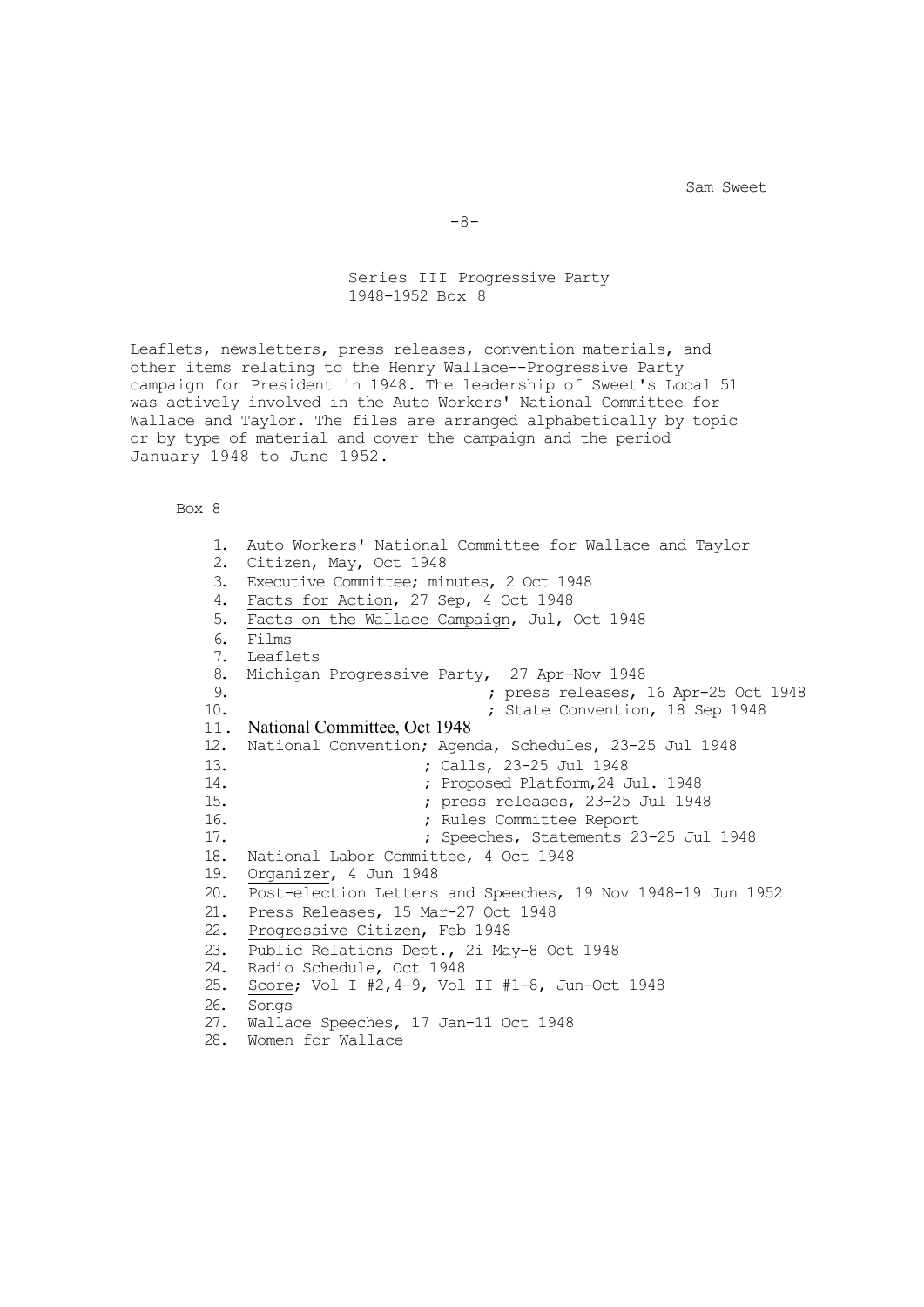## Series III Progressive Party
## 1948-1952 Box 8

Leaflets, newsletters, press releases, convention materials, and other items relating to the Henry Wallace--Progressive Party campaign for President in 1948. The leadership of Sweet's Local 51 was actively involved in the Auto Workers' National Committee for Wallace and Taylor. The files are arranged alphabetically by topic or by type of material and cover the campaign and the period January 1948 to June 1952.

Box 8

1. Auto Workers' National Committee for Wallace and Taylor
2. Citizen, May, Oct 1948
3. Executive Committee; minutes, 2 Oct 1948
4. Facts for Action, 27 Sep, 4 Oct 1948
5. Facts on the Wallace Campaign, Jul, Oct 1948
6. Films
7. Leaflets
8. Michigan Progressive Party, 27 Apr-Nov 1948
9. ; press releases, 16 Apr-25 Oct 1948
10. ; State Convention, 18 Sep 1948
11. National Committee, Oct 1948
12. National Convention; Agenda, Schedules, 23-25 Jul 1948
13. ; Calls, 23-25 Jul 1948
14. ; Proposed Platform, 24 Jul. 1948
15. ; press releases, 23-25 Jul 1948
16. ; Rules Committee Report
17. ; Speeches, Statements 23-25 Jul 1948
18. National Labor Committee, 4 Oct 1948
19. Organizer, 4 Jun 1948
20. Post-election Letters and Speeches, 19 Nov 1948-19 Jun 1952
21. Press Releases, 15 Mar-27 Oct 1948
22. Progressive Citizen, Feb 1948
23. Public Relations Dept., 2i May-8 Oct 1948
24. Radio Schedule, Oct 1948
25. Score; Vol I #2,4-9, Vol II #1-8, Jun-Oct 1948
26. Songs
27. Wallace Speeches, 17 Jan-11 Oct 1948
28. Women for Wallace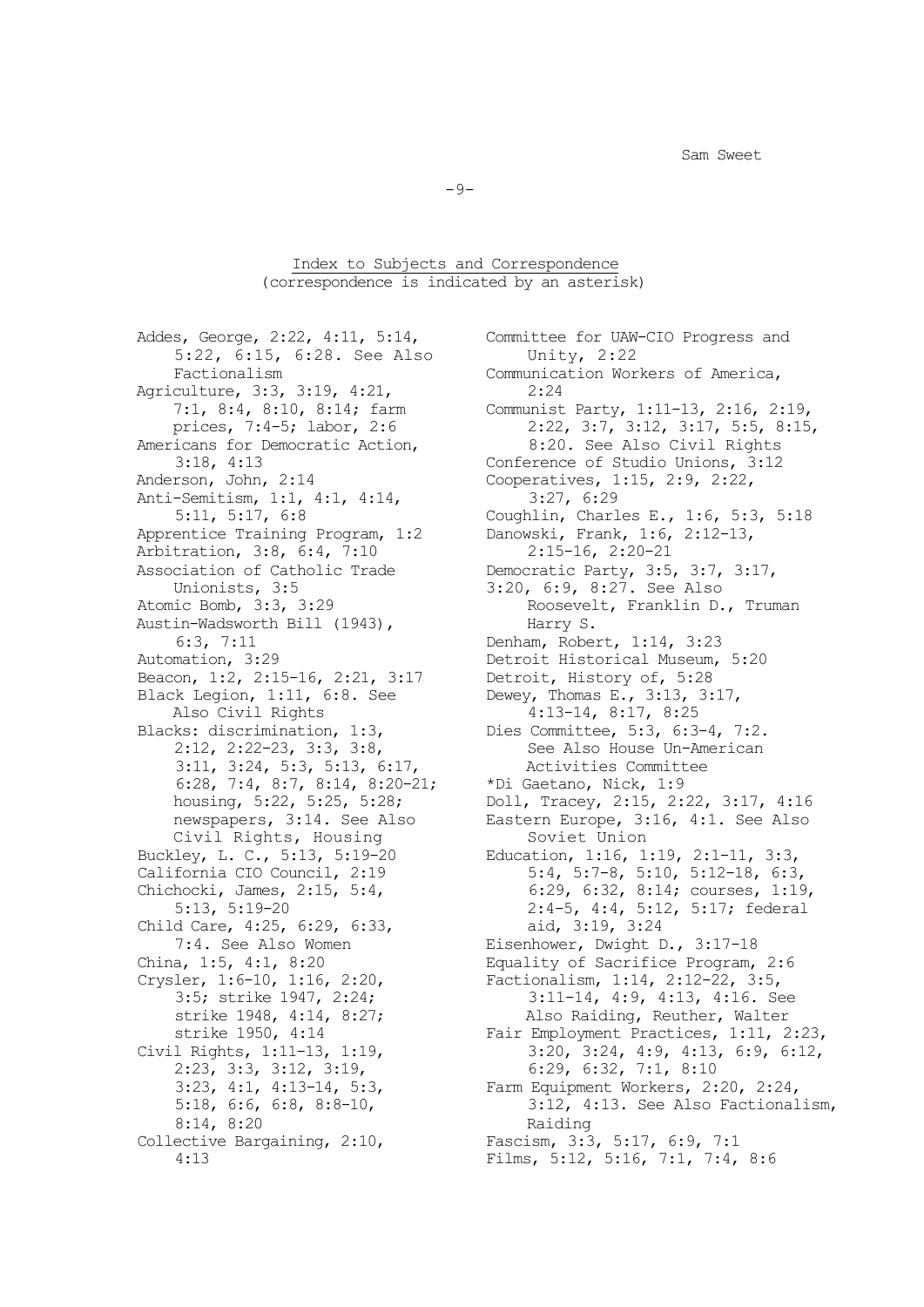## Index to Subjects and Correspondence
(correspondence is indicated by an asterisk)

Addes, George, 2:22, 4:11, 5:14, 5:22, 6:15, 6:28. See Also Factionalism
Agriculture, 3:3, 3:19, 4:21, 7:1, 8:4, 8:10, 8:14; farm prices, 7:4-5; labor, 2:6
Americans for Democratic Action, 3:18, 4:13
Anderson, John, 2:14
Anti-Semitism, 1:1, 4:1, 4:14, 5:11, 5:17, 6:8
Apprentice Training Program, 1:2
Arbitration, 3:8, 6:4, 7:10
Association of Catholic Trade Unionists, 3:5
Atomic Bomb, 3:3, 3:29
Austin-Wadsworth Bill (1943), 6:3, 7:11
Automation, 3:29
Beacon, 1:2, 2:15-16, 2:21, 3:17
Black Legion, 1:11, 6:8. See Also Civil Rights
Blacks: discrimination, 1:3, 2:12, 2:22-23, 3:3, 3:8, 3:11, 3:24, 5:3, 5:13, 6:17, 6:28, 7:4, 8:7, 8:14, 8:20-21; housing, 5:22, 5:25, 5:28; newspapers, 3:14. See Also Civil Rights, Housing
Buckley, L. C., 5:13, 5:19-20
California CIO Council, 2:19
Chichocki, James, 2:15, 5:4, 5:13, 5:19-20
Child Care, 4:25, 6:29, 6:33, 7:4. See Also Women
China, 1:5, 4:1, 8:20
Crysler, 1:6-10, 1:16, 2:20, 3:5; strike 1947, 2:24; strike 1948, 4:14, 8:27; strike 1950, 4:14
Civil Rights, 1:11-13, 1:19, 2:23, 3:3, 3:12, 3:19, 3:23, 4:1, 4:13-14, 5:3, 5:18, 6:6, 6:8, 8:8-10, 8:14, 8:20
Collective Bargaining, 2:10, 4:13
Committee for UAW-CIO Progress and Unity, 2:22
Communication Workers of America, 2:24
Communist Party, 1:11-13, 2:16, 2:19, 2:22, 3:7, 3:12, 3:17, 5:5, 8:15, 8:20. See Also Civil Rights
Conference of Studio Unions, 3:12
Cooperatives, 1:15, 2:9, 2:22, 3:27, 6:29
Coughlin, Charles E., 1:6, 5:3, 5:18
Danowski, Frank, 1:6, 2:12-13, 2:15-16, 2:20-21
Democratic Party, 3:5, 3:7, 3:17, 3:20, 6:9, 8:27. See Also Roosevelt, Franklin D., Truman Harry S.
Denham, Robert, 1:14, 3:23
Detroit Historical Museum, 5:20
Detroit, History of, 5:28
Dewey, Thomas E., 3:13, 3:17, 4:13-14, 8:17, 8:25
Dies Committee, 5:3, 6:3-4, 7:2. See Also House Un-American Activities Committee
*Di Gaetano, Nick, 1:9
Doll, Tracey, 2:15, 2:22, 3:17, 4:16
Eastern Europe, 3:16, 4:1. See Also Soviet Union
Education, 1:16, 1:19, 2:1-11, 3:3, 5:4, 5:7-8, 5:10, 5:12-18, 6:3, 6:29, 6:32, 8:14; courses, 1:19, 2:4-5, 4:4, 5:12, 5:17; federal aid, 3:19, 3:24
Eisenhower, Dwight D., 3:17-18
Equality of Sacrifice Program, 2:6
Factionalism, 1:14, 2:12-22, 3:5, 3:11-14, 4:9, 4:13, 4:16. See Also Raiding, Reuther, Walter
Fair Employment Practices, 1:11, 2:23, 3:20, 3:24, 4:9, 4:13, 6:9, 6:12, 6:29, 6:32, 7:1, 8:10
Farm Equipment Workers, 2:20, 2:24, 3:12, 4:13. See Also Factionalism, Raiding
Fascism, 3:3, 5:17, 6:9, 7:1
Films, 5:12, 5:16, 7:1, 7:4, 8:6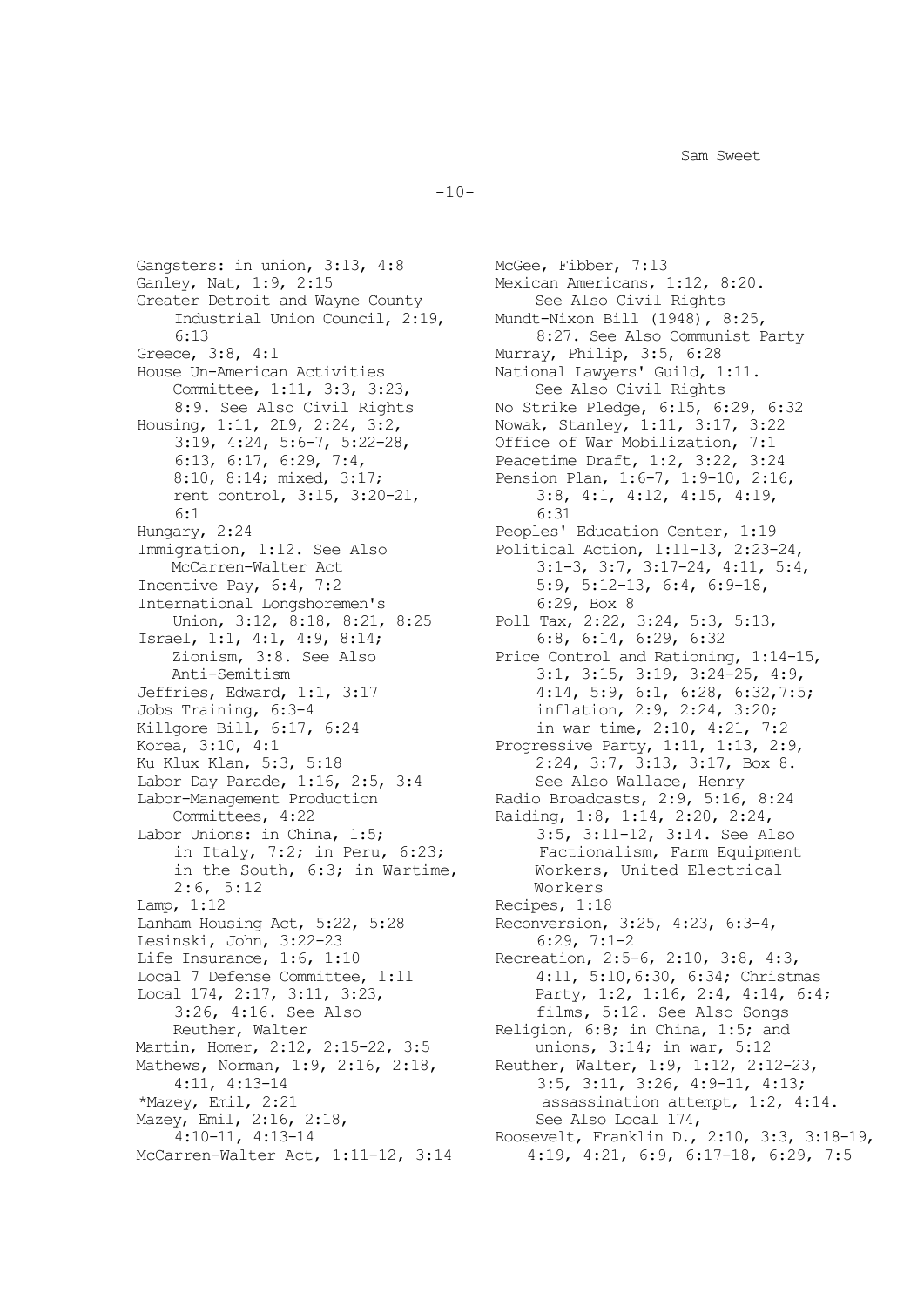Gangsters: in union, 3:13, 4:8
Ganley, Nat, 1:9, 2:15
Greater Detroit and Wayne County Industrial Union Council, 2:19, 6:13
Greece, 3:8, 4:1
House Un-American Activities Committee, 1:11, 3:3, 3:23, 8:9. See Also Civil Rights
Housing, 1:11, 2L9, 2:24, 3:2, 3:19, 4:24, 5:6-7, 5:22-28, 6:13, 6:17, 6:29, 7:4, 8:10, 8:14; mixed, 3:17; rent control, 3:15, 3:20-21, 6:1
Hungary, 2:24
Immigration, 1:12. See Also McCarren-Walter Act
Incentive Pay, 6:4, 7:2
International Longshoremen's Union, 3:12, 8:18, 8:21, 8:25
Israel, 1:1, 4:1, 4:9, 8:14; Zionism, 3:8. See Also Anti-Semitism
Jeffries, Edward, 1:1, 3:17
Jobs Training, 6:3-4
Killgore Bill, 6:17, 6:24
Korea, 3:10, 4:1
Ku Klux Klan, 5:3, 5:18
Labor Day Parade, 1:16, 2:5, 3:4
Labor-Management Production Committees, 4:22
Labor Unions: in China, 1:5; in Italy, 7:2; in Peru, 6:23; in the South, 6:3; in Wartime, 2:6, 5:12
Lamp, 1:12
Lanham Housing Act, 5:22, 5:28
Lesinski, John, 3:22-23
Life Insurance, 1:6, 1:10
Local 7 Defense Committee, 1:11
Local 174, 2:17, 3:11, 3:23, 3:26, 4:16. See Also Reuther, Walter
Martin, Homer, 2:12, 2:15-22, 3:5
Mathews, Norman, 1:9, 2:16, 2:18, 4:11, 4:13-14
*Mazey, Emil, 2:21
Mazey, Emil, 2:16, 2:18, 4:10-11, 4:13-14
McCarren-Walter Act, 1:11-12, 3:14
McGee, Fibber, 7:13
Mexican Americans, 1:12, 8:20. See Also Civil Rights
Mundt-Nixon Bill (1948), 8:25, 8:27. See Also Communist Party
Murray, Philip, 3:5, 6:28
National Lawyers' Guild, 1:11. See Also Civil Rights
No Strike Pledge, 6:15, 6:29, 6:32
Nowak, Stanley, 1:11, 3:17, 3:22
Office of War Mobilization, 7:1
Peacetime Draft, 1:2, 3:22, 3:24
Pension Plan, 1:6-7, 1:9-10, 2:16, 3:8, 4:1, 4:12, 4:15, 4:19, 6:31
Peoples' Education Center, 1:19
Political Action, 1:11-13, 2:23-24, 3:1-3, 3:7, 3:17-24, 4:11, 5:4, 5:9, 5:12-13, 6:4, 6:9-18, 6:29, Box 8
Poll Tax, 2:22, 3:24, 5:3, 5:13, 6:8, 6:14, 6:29, 6:32
Price Control and Rationing, 1:14-15, 3:1, 3:15, 3:19, 3:24-25, 4:9, 4:14, 5:9, 6:1, 6:28, 6:32,7:5; inflation, 2:9, 2:24, 3:20; in war time, 2:10, 4:21, 7:2
Progressive Party, 1:11, 1:13, 2:9, 2:24, 3:7, 3:13, 3:17, Box 8. See Also Wallace, Henry
Radio Broadcasts, 2:9, 5:16, 8:24
Raiding, 1:8, 1:14, 2:20, 2:24, 3:5, 3:11-12, 3:14. See Also Factionalism, Farm Equipment Workers, United Electrical Workers
Recipes, 1:18
Reconversion, 3:25, 4:23, 6:3-4, 6:29, 7:1-2
Recreation, 2:5-6, 2:10, 3:8, 4:3, 4:11, 5:10,6:30, 6:34; Christmas Party, 1:2, 1:16, 2:4, 4:14, 6:4; films, 5:12. See Also Songs
Religion, 6:8; in China, 1:5; and unions, 3:14; in war, 5:12
Reuther, Walter, 1:9, 1:12, 2:12-23, 3:5, 3:11, 3:26, 4:9-11, 4:13; assassination attempt, 1:2, 4:14. See Also Local 174,
Roosevelt, Franklin D., 2:10, 3:3, 3:18-19, 4:19, 4:21, 6:9, 6:17-18, 6:29, 7:5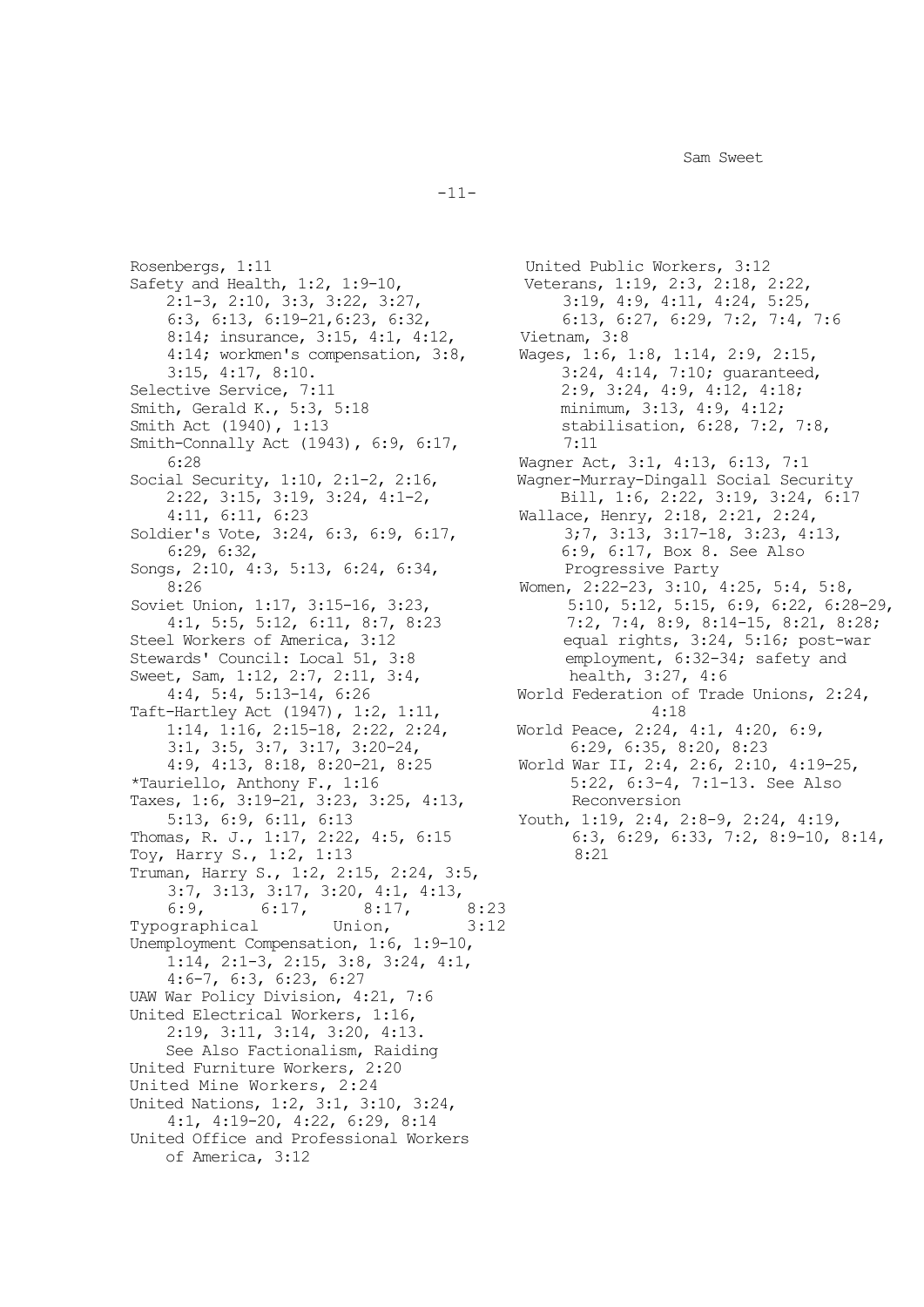Rosenbergs, 1:11
Safety and Health, 1:2, 1:9-10, 2:1-3, 2:10, 3:3, 3:22, 3:27, 6:3, 6:13, 6:19-21,6:23, 6:32, 8:14; insurance, 3:15, 4:1, 4:12, 4:14; workmen's compensation, 3:8, 3:15, 4:17, 8:10.
Selective Service, 7:11
Smith, Gerald K., 5:3, 5:18
Smith Act (1940), 1:13
Smith-Connally Act (1943), 6:9, 6:17, 6:28
Social Security, 1:10, 2:1-2, 2:16, 2:22, 3:15, 3:19, 3:24, 4:1-2, 4:11, 6:11, 6:23
Soldier's Vote, 3:24, 6:3, 6:9, 6:17, 6:29, 6:32,
Songs, 2:10, 4:3, 5:13, 6:24, 6:34, 8:26
Soviet Union, 1:17, 3:15-16, 3:23, 4:1, 5:5, 5:12, 6:11, 8:7, 8:23
Steel Workers of America, 3:12
Stewards' Council: Local 51, 3:8
Sweet, Sam, 1:12, 2:7, 2:11, 3:4, 4:4, 5:4, 5:13-14, 6:26
Taft-Hartley Act (1947), 1:2, 1:11, 1:14, 1:16, 2:15-18, 2:22, 2:24, 3:1, 3:5, 3:7, 3:17, 3:20-24, 4:9, 4:13, 8:18, 8:20-21, 8:25
*Tauriello, Anthony F., 1:16
Taxes, 1:6, 3:19-21, 3:23, 3:25, 4:13, 5:13, 6:9, 6:11, 6:13
Thomas, R. J., 1:17, 2:22, 4:5, 6:15
Toy, Harry S., 1:2, 1:13
Truman, Harry S., 1:2, 2:15, 2:24, 3:5, 3:7, 3:13, 3:17, 3:20, 4:1, 4:13, 6:9, 6:17, 8:17, 8:23
Typographical Union, 3:12
Unemployment Compensation, 1:6, 1:9-10, 1:14, 2:1-3, 2:15, 3:8, 3:24, 4:1, 4:6-7, 6:3, 6:23, 6:27
UAW War Policy Division, 4:21, 7:6
United Electrical Workers, 1:16, 2:19, 3:11, 3:14, 3:20, 4:13. See Also Factionalism, Raiding
United Furniture Workers, 2:20
United Mine Workers, 2:24
United Nations, 1:2, 3:1, 3:10, 3:24, 4:1, 4:19-20, 4:22, 6:29, 8:14
United Office and Professional Workers of America, 3:12
United Public Workers, 3:12
Veterans, 1:19, 2:3, 2:18, 2:22, 3:19, 4:9, 4:11, 4:24, 5:25, 6:13, 6:27, 6:29, 7:2, 7:4, 7:6
Vietnam, 3:8
Wages, 1:6, 1:8, 1:14, 2:9, 2:15, 3:24, 4:14, 7:10; guaranteed, 2:9, 3:24, 4:9, 4:12, 4:18; minimum, 3:13, 4:9, 4:12; stabilisation, 6:28, 7:2, 7:8, 7:11
Wagner Act, 3:1, 4:13, 6:13, 7:1
Wagner-Murray-Dingall Social Security Bill, 1:6, 2:22, 3:19, 3:24, 6:17
Wallace, Henry, 2:18, 2:21, 2:24, 3;7, 3:13, 3:17-18, 3:23, 4:13, 6:9, 6:17, Box 8. See Also Progressive Party
Women, 2:22-23, 3:10, 4:25, 5:4, 5:8, 5:10, 5:12, 5:15, 6:9, 6:22, 6:28-29, 7:2, 7:4, 8:9, 8:14-15, 8:21, 8:28; equal rights, 3:24, 5:16; post-war employment, 6:32-34; safety and health, 3:27, 4:6
World Federation of Trade Unions, 2:24, 4:18
World Peace, 2:24, 4:1, 4:20, 6:9, 6:29, 6:35, 8:20, 8:23
World War II, 2:4, 2:6, 2:10, 4:19-25, 5:22, 6:3-4, 7:1-13. See Also Reconversion
Youth, 1:19, 2:4, 2:8-9, 2:24, 4:19, 6:3, 6:29, 6:33, 7:2, 8:9-10, 8:14, 8:21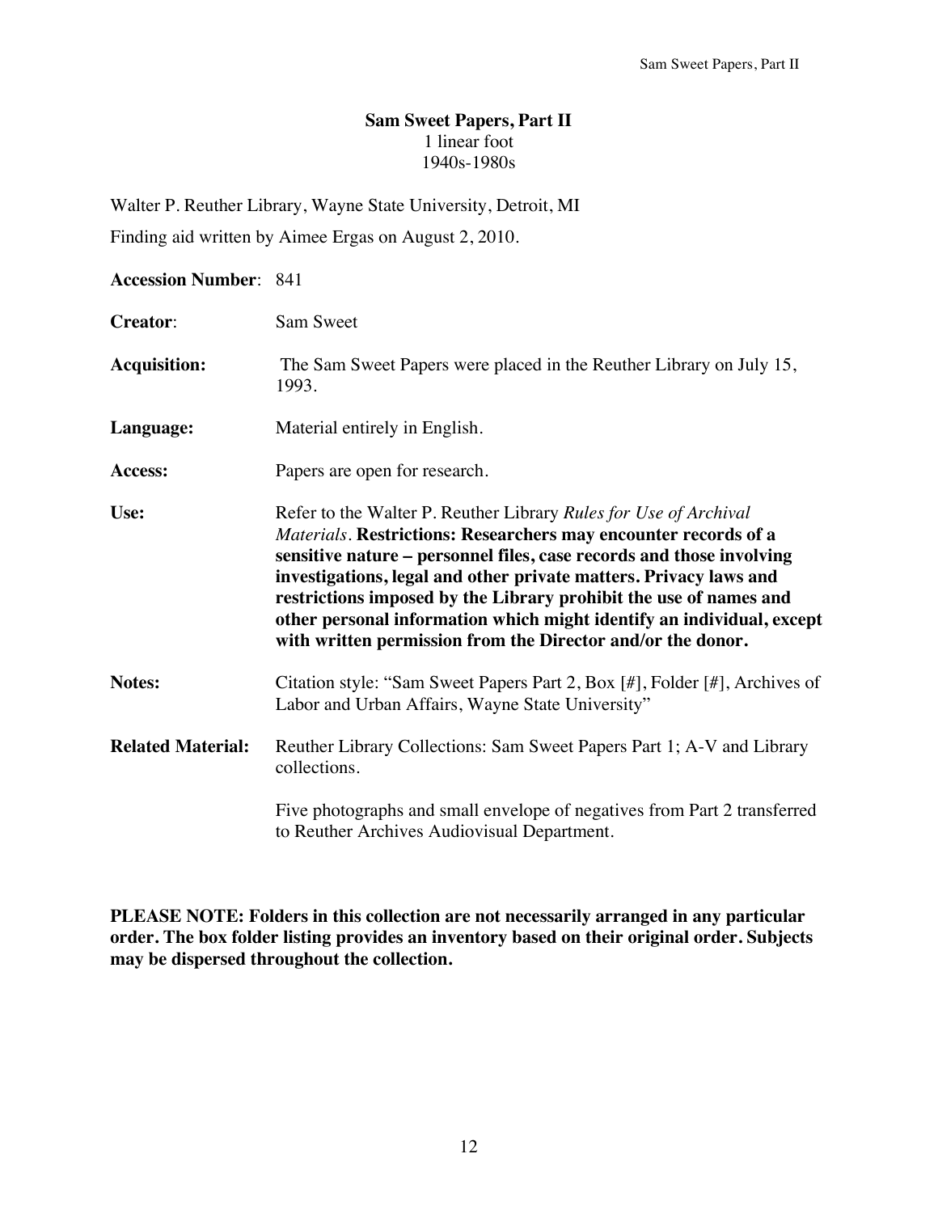# Sam Sweet Papers, Part II

1 linear foot

1940s-1980s

Walter P. Reuther Library, Wayne State University, Detroit, MI

Finding aid written by Aimee Ergas on August 2, 2010.

**Accession Number**: 841

**Creator**: Sam Sweet

**Acquisition:** The Sam Sweet Papers were placed in the Reuther Library on July 15, 1993.

**Language:** Material entirely in English.

**Access:** Papers are open for research.

**Use:** Refer to the Walter P. Reuther Library *Rules for Use of Archival Materials*. **Restrictions: Researchers may encounter records of a sensitive nature – personnel files, case records and those involving investigations, legal and other private matters. Privacy laws and restrictions imposed by the Library prohibit the use of names and other personal information which might identify an individual, except with written permission from the Director and/or the donor.**

**Notes:** Citation style: "Sam Sweet Papers Part 2, Box [#], Folder [#], Archives of Labor and Urban Affairs, Wayne State University"

**Related Material:** Reuther Library Collections: Sam Sweet Papers Part 1; A-V and Library collections.

Five photographs and small envelope of negatives from Part 2 transferred to Reuther Archives Audiovisual Department.

**PLEASE NOTE: Folders in this collection are not necessarily arranged in any particular order. The box folder listing provides an inventory based on their original order. Subjects may be dispersed throughout the collection.**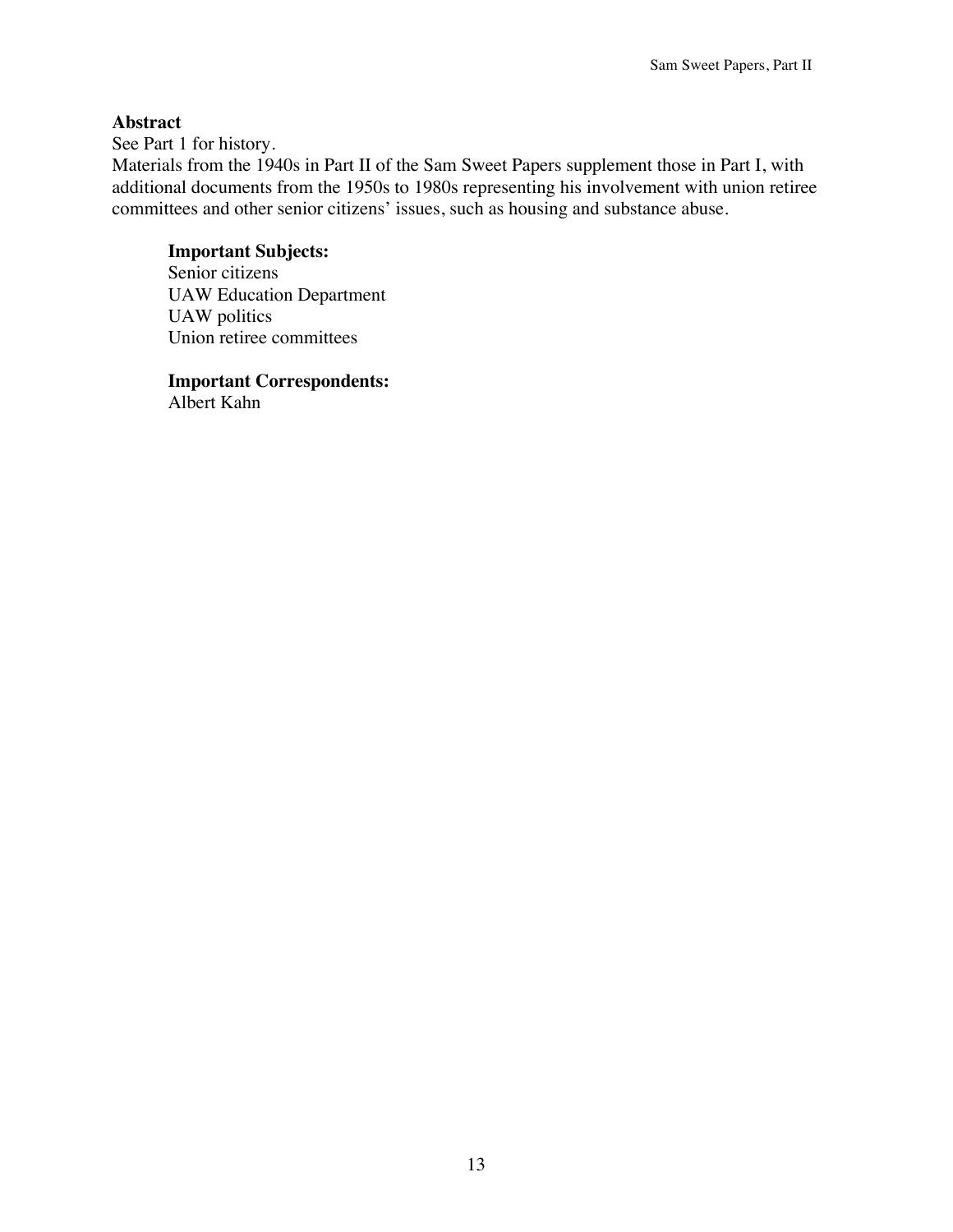**Abstract**

See Part 1 for history.

Materials from the 1940s in Part II of the Sam Sweet Papers supplement those in Part I, with additional documents from the 1950s to 1980s representing his involvement with union retiree committees and other senior citizens' issues, such as housing and substance abuse.

**Important Subjects:**

Senior citizens
UAW Education Department
UAW politics
Union retiree committees

**Important Correspondents:**

Albert Kahn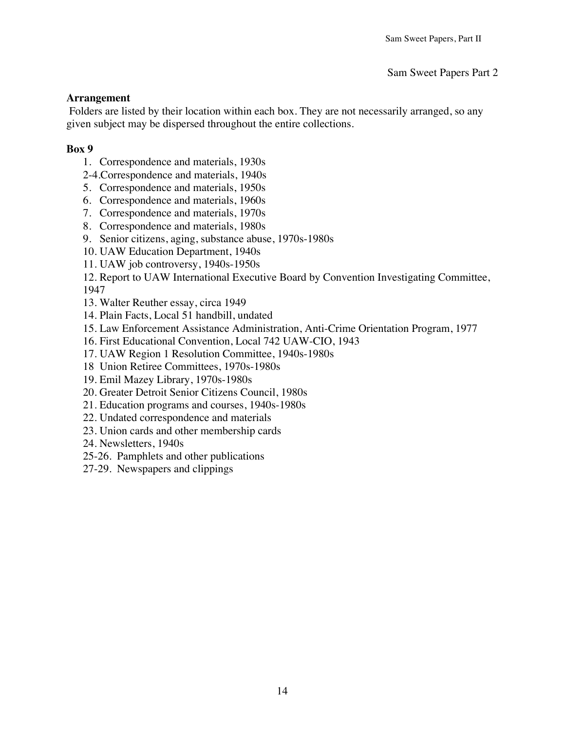Sam Sweet Papers Part 2

**Arrangement**

Folders are listed by their location within each box. They are not necessarily arranged, so any given subject may be dispersed throughout the entire collections.

**Box 9**

1. Correspondence and materials, 1930s  
2-4. Correspondence and materials, 1940s  
5. Correspondence and materials, 1950s  
6. Correspondence and materials, 1960s  
7. Correspondence and materials, 1970s  
8. Correspondence and materials, 1980s  
9. Senior citizens, aging, substance abuse, 1970s-1980s  
10. UAW Education Department, 1940s  
11. UAW job controversy, 1940s-1950s  
12. Report to UAW International Executive Board by Convention Investigating Committee, 1947  
13. Walter Reuther essay, circa 1949  
14. Plain Facts, Local 51 handbill, undated  
15. Law Enforcement Assistance Administration, Anti-Crime Orientation Program, 1977  
16. First Educational Convention, Local 742 UAW-CIO, 1943  
17. UAW Region 1 Resolution Committee, 1940s-1980s  
18 Union Retiree Committees, 1970s-1980s  
19. Emil Mazey Library, 1970s-1980s  
20. Greater Detroit Senior Citizens Council, 1980s  
21. Education programs and courses, 1940s-1980s  
22. Undated correspondence and materials  
23. Union cards and other membership cards  
24. Newsletters, 1940s  
25-26. Pamphlets and other publications  
27-29. Newspapers and clippings